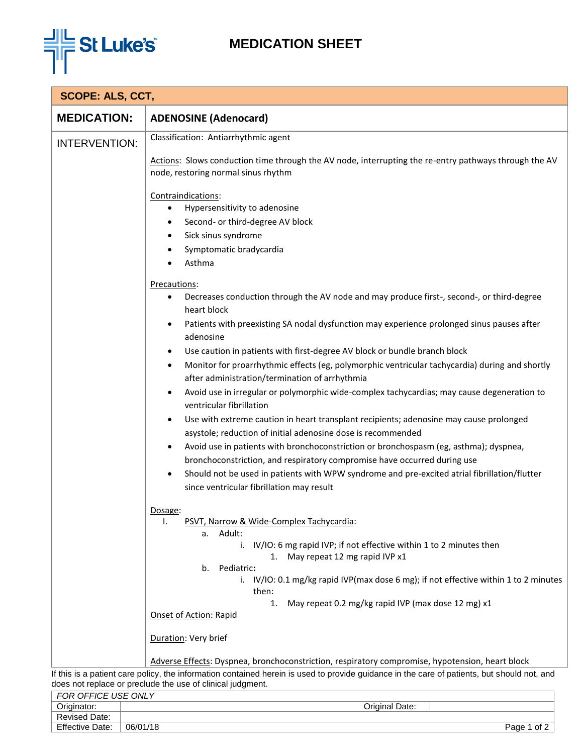# MEDICATION SHEET

**SCOPE: ALS, CCT,**

**MEDICATION:** **ADENOSINE (Adenocard)**

**INTERVENTION:**

Classification: Antiarrhythmic agent

Actions: Slows conduction time through the AV node, interrupting the re-entry pathways through the AV node, restoring normal sinus rhythm

Contraindications:

- Hypersensitivity to adenosine
- Second- or third-degree AV block
- Sick sinus syndrome
- Symptomatic bradycardia
- Asthma

Precautions:

- Decreases conduction through the AV node and may produce first-, second-, or third-degree heart block
- Patients with preexisting SA nodal dysfunction may experience prolonged sinus pauses after adenosine
- Use caution in patients with first-degree AV block or bundle branch block
- Monitor for proarrhythmic effects (eg, polymorphic ventricular tachycardia) during and shortly after administration/termination of arrhythmia
- Avoid use in irregular or polymorphic wide-complex tachycardias; may cause degeneration to ventricular fibrillation
- Use with extreme caution in heart transplant recipients; adenosine may cause prolonged asystole; reduction of initial adenosine dose is recommended
- Avoid use in patients with bronchoconstriction or bronchospasm (eg, asthma); dyspnea, bronchoconstriction, and respiratory compromise have occurred during use
- Should not be used in patients with WPW syndrome and pre-excited atrial fibrillation/flutter since ventricular fibrillation may result

Dosage:

I. PSVT, Narrow & Wide-Complex Tachycardia:
   a. Adult:
      i. IV/IO: 6 mg rapid IVP; if not effective within 1 to 2 minutes then
         1. May repeat 12 mg rapid IVP x1
   b. Pediatric**:**
      i. IV/IO: 0.1 mg/kg rapid IVP(max dose 6 mg); if not effective within 1 to 2 minutes then:
         1. May repeat 0.2 mg/kg rapid IVP (max dose 12 mg) x1

Onset of Action: Rapid

Duration: Very brief

Adverse Effects: Dyspnea, bronchoconstriction, respiratory compromise, hypotension, heart block

If this is a patient care policy, the information contained herein is used to provide guidance in the care of patients, but should not, and does not replace or preclude the use of clinical judgment.

| FOR OFFICE USE ONLY | | | |
|---|---|---|---|
| Originator: | | Original Date: | |
| Revised Date: | | | |
| Effective Date: | 06/01/18 | | |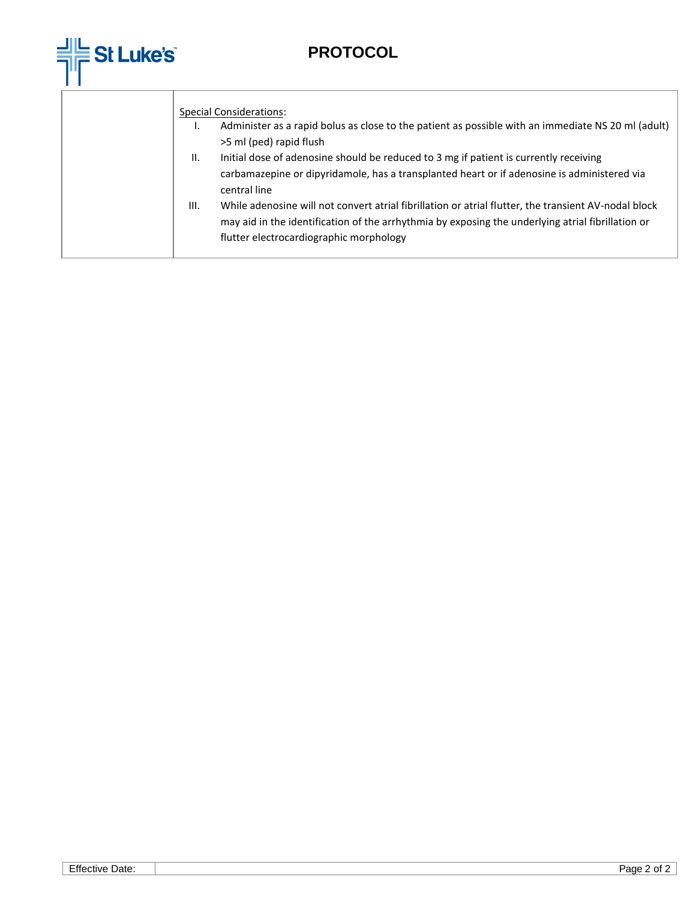| | |
|---|---|
| | Special Considerations:<br>I. Administer as a rapid bolus as close to the patient as possible with an immediate NS 20 ml (adult) >5 ml (ped) rapid flush<br>II. Initial dose of adenosine should be reduced to 3 mg if patient is currently receiving carbamazepine or dipyridamole, has a transplanted heart or if adenosine is administered via central line<br>III. While adenosine will not convert atrial fibrillation or atrial flutter, the transient AV-nodal block may aid in the identification of the arrhythmia by exposing the underlying atrial fibrillation or flutter electrocardiographic morphology |

Effective Date: